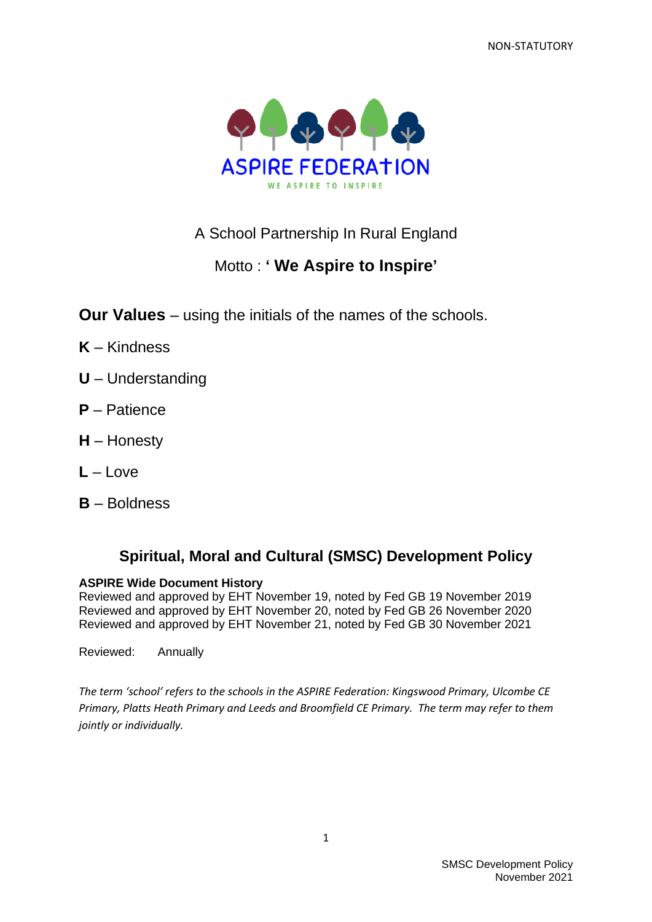NON-STATUTORY

ASPIRE FEDERATION

WE ASPIRE TO INSPIRE

A School Partnership In Rural England

Motto : **' We Aspire to Inspire'**

**Our Values** – using the initials of the names of the schools.

**K** – Kindness

**U** – Understanding

**P** – Patience

**H** – Honesty

**L** – Love

**B** – Boldness

## Spiritual, Moral and Cultural (SMSC) Development Policy

**ASPIRE Wide Document History**
Reviewed and approved by EHT November 19, noted by Fed GB 19 November 2019
Reviewed and approved by EHT November 20, noted by Fed GB 26 November 2020
Reviewed and approved by EHT November 21, noted by Fed GB 30 November 2021

Reviewed: Annually

*The term 'school' refers to the schools in the ASPIRE Federation: Kingswood Primary, Ulcombe CE Primary, Platts Heath Primary and Leeds and Broomfield CE Primary. The term may refer to them jointly or individually.*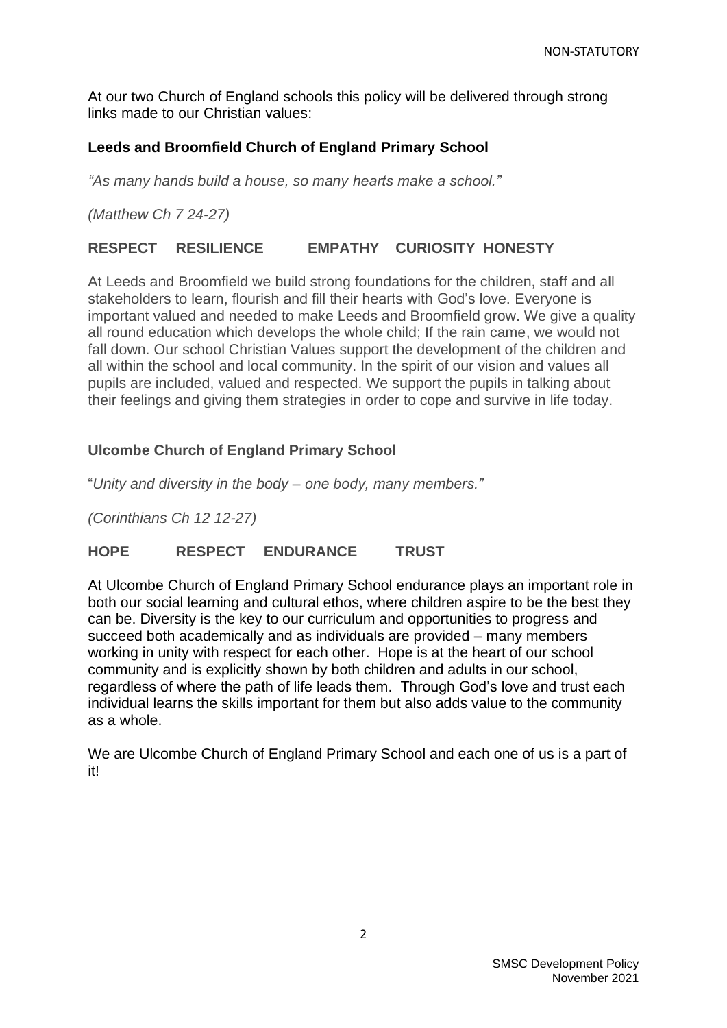At our two Church of England schools this policy will be delivered through strong links made to our Christian values:

### Leeds and Broomfield Church of England Primary School

*"As many hands build a house, so many hearts make a school."*

*(Matthew Ch 7 24-27)*

**RESPECT RESILIENCE EMPATHY CURIOSITY HONESTY**

At Leeds and Broomfield we build strong foundations for the children, staff and all stakeholders to learn, flourish and fill their hearts with God's love. Everyone is important valued and needed to make Leeds and Broomfield grow. We give a quality all round education which develops the whole child; If the rain came, we would not fall down. Our school Christian Values support the development of the children and all within the school and local community. In the spirit of our vision and values all pupils are included, valued and respected. We support the pupils in talking about their feelings and giving them strategies in order to cope and survive in life today.

### Ulcombe Church of England Primary School

"*Unity and diversity in the body – one body, many members."*

*(Corinthians Ch 12 12-27)*

**HOPE RESPECT ENDURANCE TRUST**

At Ulcombe Church of England Primary School endurance plays an important role in both our social learning and cultural ethos, where children aspire to be the best they can be. Diversity is the key to our curriculum and opportunities to progress and succeed both academically and as individuals are provided – many members working in unity with respect for each other. Hope is at the heart of our school community and is explicitly shown by both children and adults in our school, regardless of where the path of life leads them. Through God's love and trust each individual learns the skills important for them but also adds value to the community as a whole.

We are Ulcombe Church of England Primary School and each one of us is a part of it!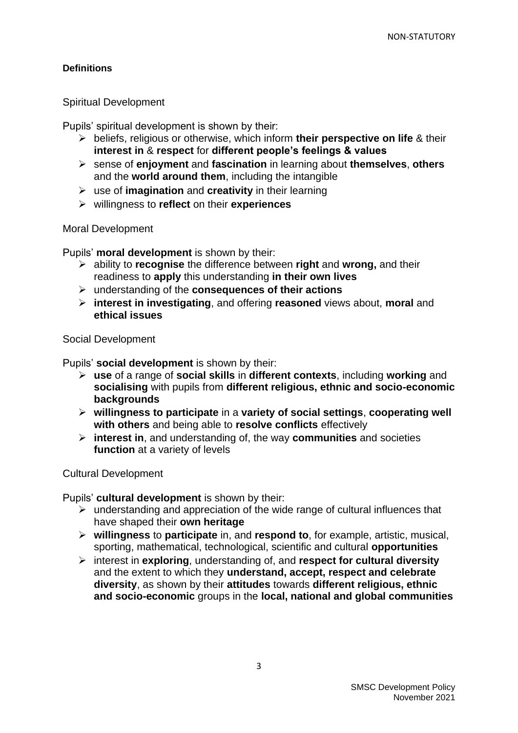**Definitions**

Spiritual Development

Pupils' spiritual development is shown by their:

- beliefs, religious or otherwise, which inform **their perspective on life** & their **interest in** & **respect** for **different people's feelings & values**
- sense of **enjoyment** and **fascination** in learning about **themselves**, **others** and the **world around them**, including the intangible
- use of **imagination** and **creativity** in their learning
- willingness to **reflect** on their **experiences**

Moral Development

Pupils' **moral development** is shown by their:

- ability to **recognise** the difference between **right** and **wrong,** and their readiness to **apply** this understanding **in their own lives**
- understanding of the **consequences of their actions**
- **interest in investigating**, and offering **reasoned** views about, **moral** and **ethical issues**

Social Development

Pupils' **social development** is shown by their:

- **use** of a range of **social skills** in **different contexts**, including **working** and **socialising** with pupils from **different religious, ethnic and socio-economic backgrounds**
- **willingness to participate** in a **variety of social settings**, **cooperating well with others** and being able to **resolve conflicts** effectively
- **interest in**, and understanding of, the way **communities** and societies **function** at a variety of levels

Cultural Development

Pupils' **cultural development** is shown by their:

- understanding and appreciation of the wide range of cultural influences that have shaped their **own heritage**
- **willingness** to **participate** in, and **respond to**, for example, artistic, musical, sporting, mathematical, technological, scientific and cultural **opportunities**
- interest in **exploring**, understanding of, and **respect for cultural diversity** and the extent to which they **understand, accept, respect and celebrate diversity**, as shown by their **attitudes** towards **different religious, ethnic and socio-economic** groups in the **local, national and global communities**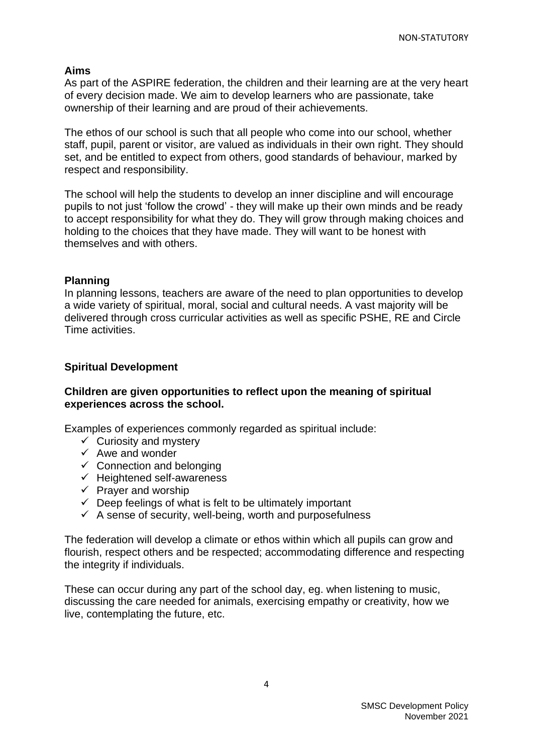## Aims

As part of the ASPIRE federation, the children and their learning are at the very heart of every decision made. We aim to develop learners who are passionate, take ownership of their learning and are proud of their achievements.

The ethos of our school is such that all people who come into our school, whether staff, pupil, parent or visitor, are valued as individuals in their own right. They should set, and be entitled to expect from others, good standards of behaviour, marked by respect and responsibility.

The school will help the students to develop an inner discipline and will encourage pupils to not just 'follow the crowd' - they will make up their own minds and be ready to accept responsibility for what they do. They will grow through making choices and holding to the choices that they have made. They will want to be honest with themselves and with others.

## Planning

In planning lessons, teachers are aware of the need to plan opportunities to develop a wide variety of spiritual, moral, social and cultural needs. A vast majority will be delivered through cross curricular activities as well as specific PSHE, RE and Circle Time activities.

## Spiritual Development

**Children are given opportunities to reflect upon the meaning of spiritual experiences across the school.**

Examples of experiences commonly regarded as spiritual include:

- ✓ Curiosity and mystery
- ✓ Awe and wonder
- ✓ Connection and belonging
- ✓ Heightened self-awareness
- ✓ Prayer and worship
- ✓ Deep feelings of what is felt to be ultimately important
- ✓ A sense of security, well-being, worth and purposefulness

The federation will develop a climate or ethos within which all pupils can grow and flourish, respect others and be respected; accommodating difference and respecting the integrity if individuals.

These can occur during any part of the school day, eg. when listening to music, discussing the care needed for animals, exercising empathy or creativity, how we live, contemplating the future, etc.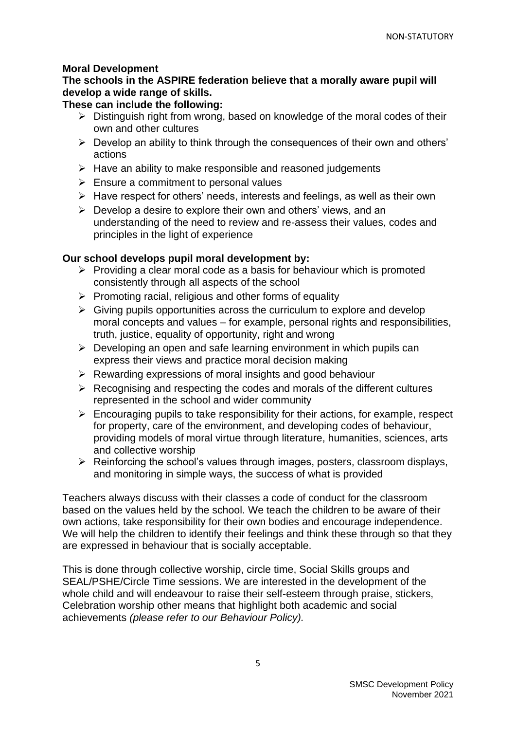**Moral Development**

**The schools in the ASPIRE federation believe that a morally aware pupil will develop a wide range of skills.**

**These can include the following:**

- Distinguish right from wrong, based on knowledge of the moral codes of their own and other cultures
- Develop an ability to think through the consequences of their own and others' actions
- Have an ability to make responsible and reasoned judgements
- Ensure a commitment to personal values
- Have respect for others' needs, interests and feelings, as well as their own
- Develop a desire to explore their own and others' views, and an understanding of the need to review and re-assess their values, codes and principles in the light of experience

**Our school develops pupil moral development by:**

- Providing a clear moral code as a basis for behaviour which is promoted consistently through all aspects of the school
- Promoting racial, religious and other forms of equality
- Giving pupils opportunities across the curriculum to explore and develop moral concepts and values – for example, personal rights and responsibilities, truth, justice, equality of opportunity, right and wrong
- Developing an open and safe learning environment in which pupils can express their views and practice moral decision making
- Rewarding expressions of moral insights and good behaviour
- Recognising and respecting the codes and morals of the different cultures represented in the school and wider community
- Encouraging pupils to take responsibility for their actions, for example, respect for property, care of the environment, and developing codes of behaviour, providing models of moral virtue through literature, humanities, sciences, arts and collective worship
- Reinforcing the school's values through images, posters, classroom displays, and monitoring in simple ways, the success of what is provided

Teachers always discuss with their classes a code of conduct for the classroom based on the values held by the school. We teach the children to be aware of their own actions, take responsibility for their own bodies and encourage independence. We will help the children to identify their feelings and think these through so that they are expressed in behaviour that is socially acceptable.

This is done through collective worship, circle time, Social Skills groups and SEAL/PSHE/Circle Time sessions. We are interested in the development of the whole child and will endeavour to raise their self-esteem through praise, stickers, Celebration worship other means that highlight both academic and social achievements *(please refer to our Behaviour Policy).*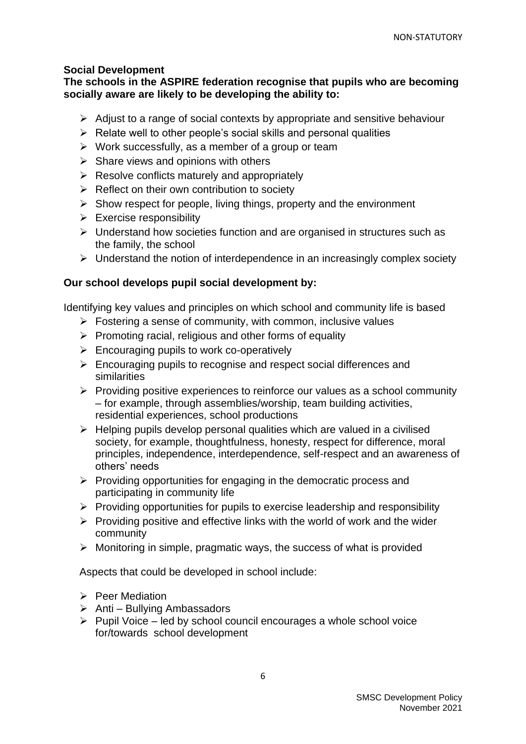**Social Development**

**The schools in the ASPIRE federation recognise that pupils who are becoming socially aware are likely to be developing the ability to:**

- Adjust to a range of social contexts by appropriate and sensitive behaviour
- Relate well to other people's social skills and personal qualities
- Work successfully, as a member of a group or team
- Share views and opinions with others
- Resolve conflicts maturely and appropriately
- Reflect on their own contribution to society
- Show respect for people, living things, property and the environment
- Exercise responsibility
- Understand how societies function and are organised in structures such as the family, the school
- Understand the notion of interdependence in an increasingly complex society

**Our school develops pupil social development by:**

Identifying key values and principles on which school and community life is based

- Fostering a sense of community, with common, inclusive values
- Promoting racial, religious and other forms of equality
- Encouraging pupils to work co-operatively
- Encouraging pupils to recognise and respect social differences and similarities
- Providing positive experiences to reinforce our values as a school community – for example, through assemblies/worship, team building activities, residential experiences, school productions
- Helping pupils develop personal qualities which are valued in a civilised society, for example, thoughtfulness, honesty, respect for difference, moral principles, independence, interdependence, self-respect and an awareness of others' needs
- Providing opportunities for engaging in the democratic process and participating in community life
- Providing opportunities for pupils to exercise leadership and responsibility
- Providing positive and effective links with the world of work and the wider community
- Monitoring in simple, pragmatic ways, the success of what is provided

Aspects that could be developed in school include:

- Peer Mediation
- Anti – Bullying Ambassadors
- Pupil Voice – led by school council encourages a whole school voice for/towards school development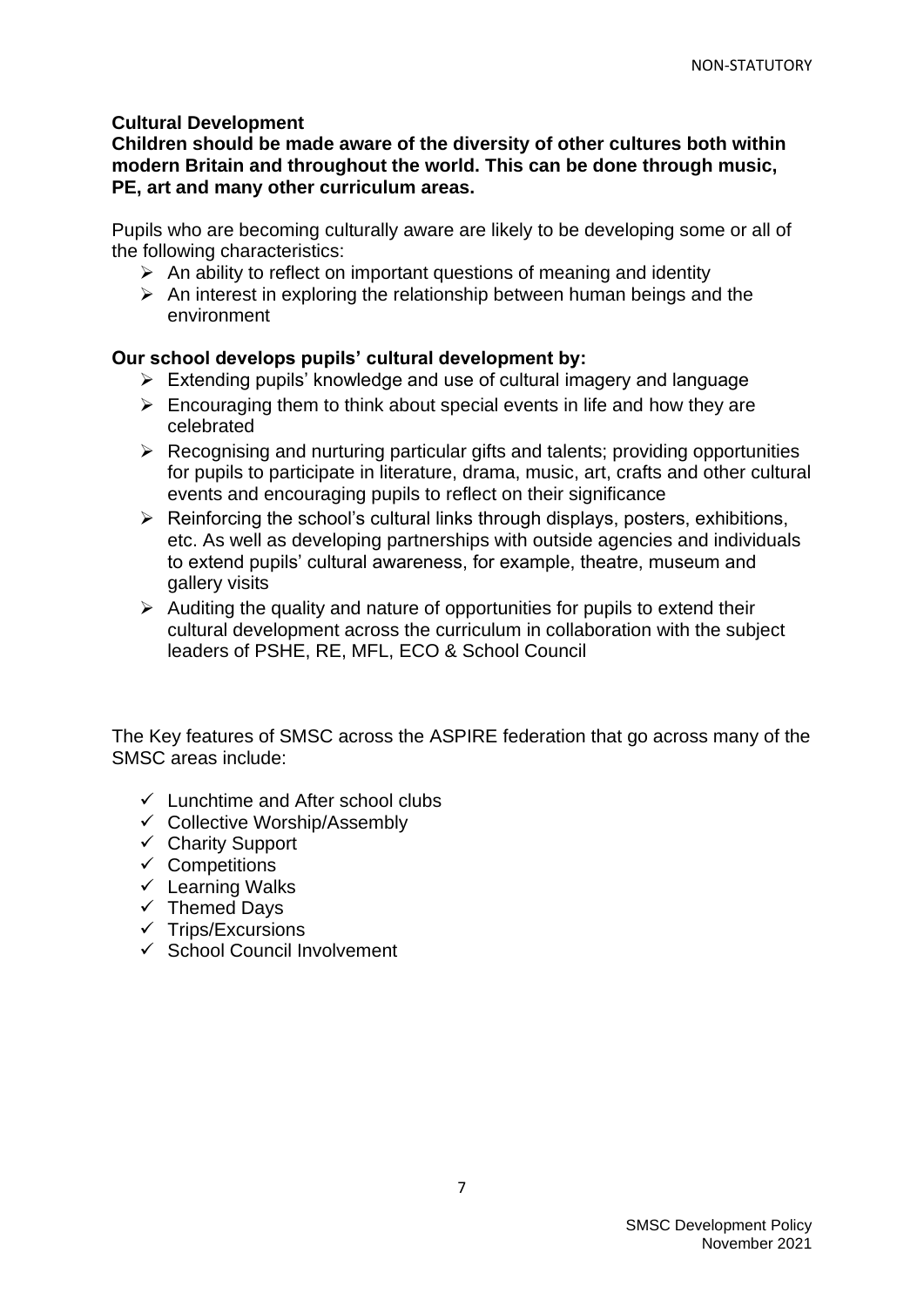**Cultural Development**

**Children should be made aware of the diversity of other cultures both within modern Britain and throughout the world. This can be done through music, PE, art and many other curriculum areas.**

Pupils who are becoming culturally aware are likely to be developing some or all of the following characteristics:

- An ability to reflect on important questions of meaning and identity
- An interest in exploring the relationship between human beings and the environment

**Our school develops pupils' cultural development by:**

- Extending pupils' knowledge and use of cultural imagery and language
- Encouraging them to think about special events in life and how they are celebrated
- Recognising and nurturing particular gifts and talents; providing opportunities for pupils to participate in literature, drama, music, art, crafts and other cultural events and encouraging pupils to reflect on their significance
- Reinforcing the school's cultural links through displays, posters, exhibitions, etc. As well as developing partnerships with outside agencies and individuals to extend pupils' cultural awareness, for example, theatre, museum and gallery visits
- Auditing the quality and nature of opportunities for pupils to extend their cultural development across the curriculum in collaboration with the subject leaders of PSHE, RE, MFL, ECO & School Council

The Key features of SMSC across the ASPIRE federation that go across many of the SMSC areas include:

- ✓ Lunchtime and After school clubs
- ✓ Collective Worship/Assembly
- ✓ Charity Support
- ✓ Competitions
- ✓ Learning Walks
- ✓ Themed Days
- ✓ Trips/Excursions
- ✓ School Council Involvement